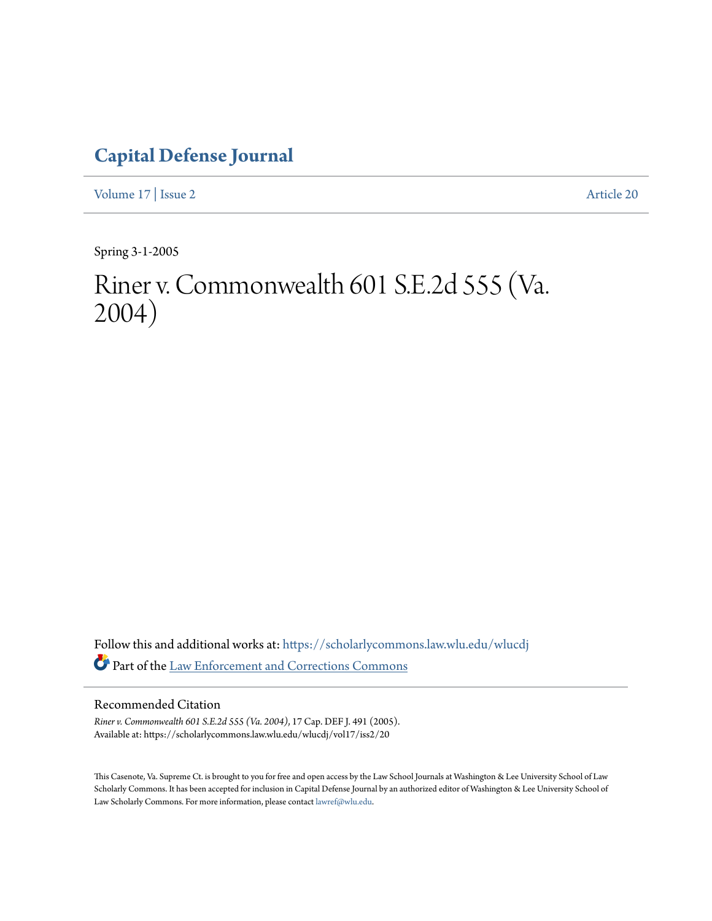# Capital Defense Journal

Volume 17 | Issue 2 Article 20

Spring 3-1-2005

# Riner v. Commonwealth 601 S.E.2d 555 (Va. 2004)

Follow this and additional works at: https://scholarlycommons.law.wlu.edu/wlucdj

Part of the Law Enforcement and Corrections Commons

## Recommended Citation

*Riner v. Commonwealth 601 S.E.2d 555 (Va. 2004)*, 17 Cap. DEF J. 491 (2005).
Available at: https://scholarlycommons.law.wlu.edu/wlucdj/vol17/iss2/20

This Casenote, Va. Supreme Ct. is brought to you for free and open access by the Law School Journals at Washington & Lee University School of Law Scholarly Commons. It has been accepted for inclusion in Capital Defense Journal by an authorized editor of Washington & Lee University School of Law Scholarly Commons. For more information, please contact lawref@wlu.edu.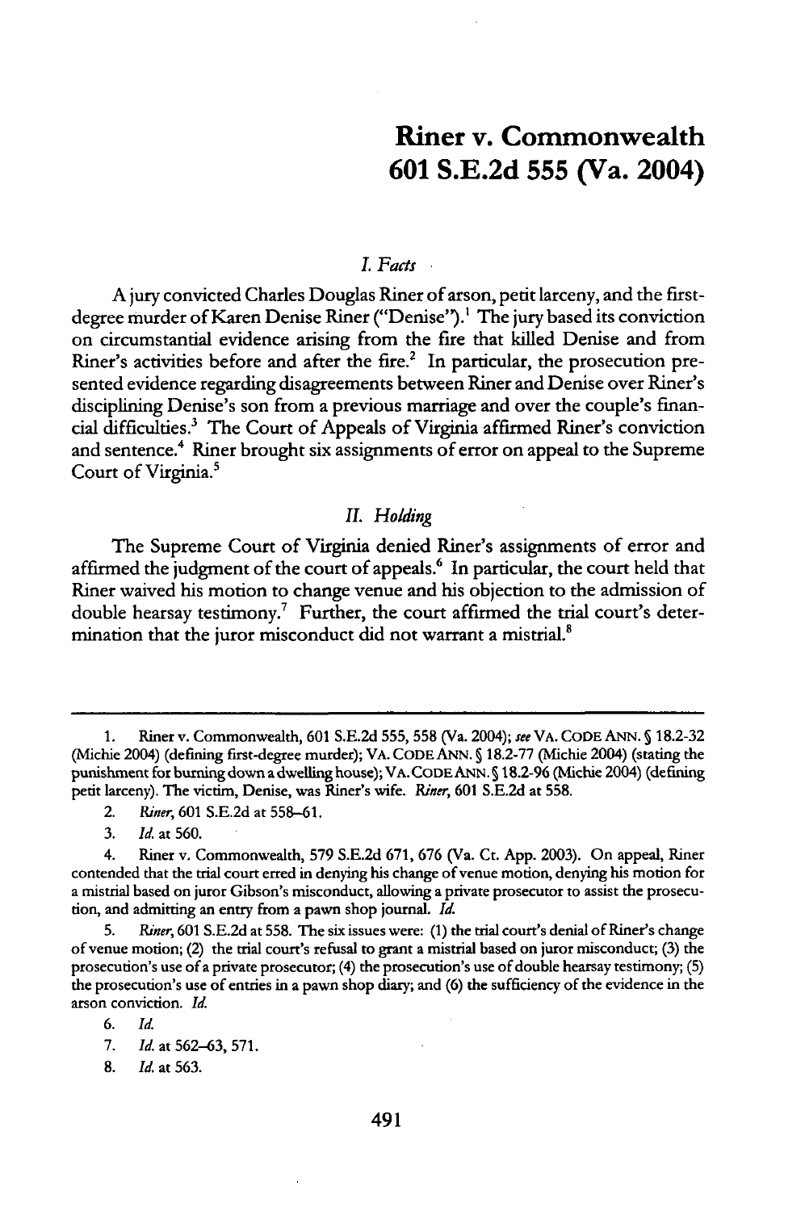# Riner v. Commonwealth 601 S.E.2d 555 (Va. 2004)

## *I. Facts*

A jury convicted Charles Douglas Riner of arson, petit larceny, and the first-degree murder of Karen Denise Riner ("Denise").[1] The jury based its conviction on circumstantial evidence arising from the fire that killed Denise and from Riner's activities before and after the fire.[2] In particular, the prosecution presented evidence regarding disagreements between Riner and Denise over Riner's disciplining Denise's son from a previous marriage and over the couple's financial difficulties.[3] The Court of Appeals of Virginia affirmed Riner's conviction and sentence.[4] Riner brought six assignments of error on appeal to the Supreme Court of Virginia.[5]

## *II. Holding*

The Supreme Court of Virginia denied Riner's assignments of error and affirmed the judgment of the court of appeals.[6] In particular, the court held that Riner waived his motion to change venue and his objection to the admission of double hearsay testimony.[7] Further, the court affirmed the trial court's determination that the juror misconduct did not warrant a mistrial.[8]

---

1. Riner v. Commonwealth, 601 S.E.2d 555, 558 (Va. 2004); *see* VA. CODE ANN. § 18.2-32 (Michie 2004) (defining first-degree murder); VA. CODE ANN. § 18.2-77 (Michie 2004) (stating the punishment for burning down a dwelling house); VA. CODE ANN. § 18.2-96 (Michie 2004) (defining petit larceny). The victim, Denise, was Riner's wife. *Riner*, 601 S.E.2d at 558.

2. *Riner*, 601 S.E.2d at 558–61.

3. *Id.* at 560.

4. Riner v. Commonwealth, 579 S.E.2d 671, 676 (Va. Ct. App. 2003). On appeal, Riner contended that the trial court erred in denying his change of venue motion, denying his motion for a mistrial based on juror Gibson's misconduct, allowing a private prosecutor to assist the prosecution, and admitting an entry from a pawn shop journal. *Id.*

5. *Riner*, 601 S.E.2d at 558. The six issues were: (1) the trial court's denial of Riner's change of venue motion; (2) the trial court's refusal to grant a mistrial based on juror misconduct; (3) the prosecution's use of a private prosecutor; (4) the prosecution's use of double hearsay testimony; (5) the prosecution's use of entries in a pawn shop diary; and (6) the sufficiency of the evidence in the arson conviction. *Id.*

6. *Id.*

7. *Id.* at 562–63, 571.

8. *Id.* at 563.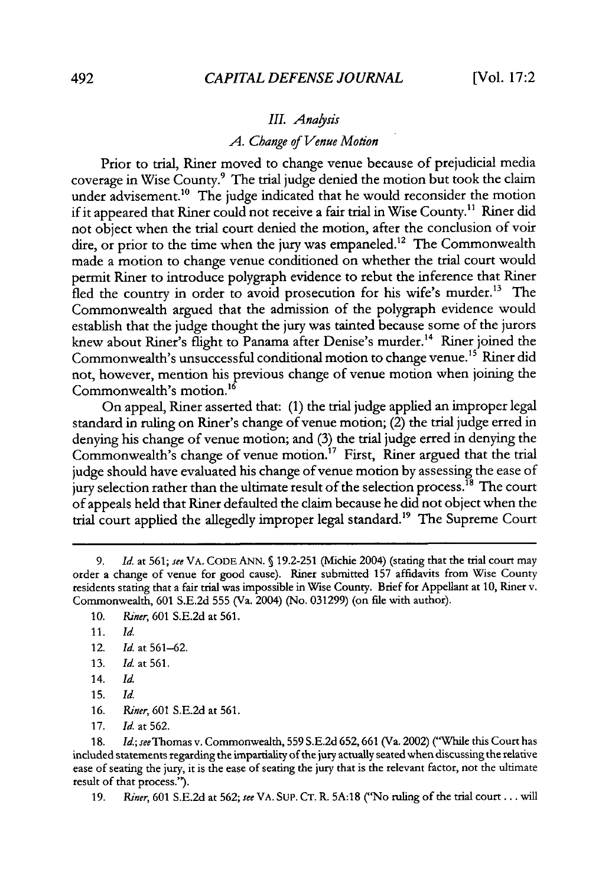### *III. Analysis*

#### *A. Change of Venue Motion*

Prior to trial, Riner moved to change venue because of prejudicial media coverage in Wise County.[9] The trial judge denied the motion but took the claim under advisement.[10] The judge indicated that he would reconsider the motion if it appeared that Riner could not receive a fair trial in Wise County.[11] Riner did not object when the trial court denied the motion, after the conclusion of voir dire, or prior to the time when the jury was empaneled.[12] The Commonwealth made a motion to change venue conditioned on whether the trial court would permit Riner to introduce polygraph evidence to rebut the inference that Riner fled the country in order to avoid prosecution for his wife's murder.[13] The Commonwealth argued that the admission of the polygraph evidence would establish that the judge thought the jury was tainted because some of the jurors knew about Riner's flight to Panama after Denise's murder.[14] Riner joined the Commonwealth's unsuccessful conditional motion to change venue.[15] Riner did not, however, mention his previous change of venue motion when joining the Commonwealth's motion.[16]

On appeal, Riner asserted that: (1) the trial judge applied an improper legal standard in ruling on Riner's change of venue motion; (2) the trial judge erred in denying his change of venue motion; and (3) the trial judge erred in denying the Commonwealth's change of venue motion.[17] First, Riner argued that the trial judge should have evaluated his change of venue motion by assessing the ease of jury selection rather than the ultimate result of the selection process.[18] The court of appeals held that Riner defaulted the claim because he did not object when the trial court applied the allegedly improper legal standard.[19] The Supreme Court

---

9. *Id.* at 561; *see* VA. CODE ANN. § 19.2-251 (Michie 2004) (stating that the trial court may order a change of venue for good cause). Riner submitted 157 affidavits from Wise County residents stating that a fair trial was impossible in Wise County. Brief for Appellant at 10, Riner v. Commonwealth, 601 S.E.2d 555 (Va. 2004) (No. 031299) (on file with author).

10. *Riner*, 601 S.E.2d at 561.

11. *Id.*

12. *Id.* at 561–62.

13. *Id.* at 561.

14. *Id.*

15. *Id.*

16. *Riner*, 601 S.E.2d at 561.

17. *Id.* at 562.

18. *Id.*; *see* Thomas v. Commonwealth, 559 S.E.2d 652, 661 (Va. 2002) ("While this Court has included statements regarding the impartiality of the jury actually seated when discussing the relative ease of seating the jury, it is the ease of seating the jury that is the relevant factor, not the ultimate result of that process.").

19. *Riner*, 601 S.E.2d at 562; *see* VA. SUP. CT. R. 5A:18 ("No ruling of the trial court . . . will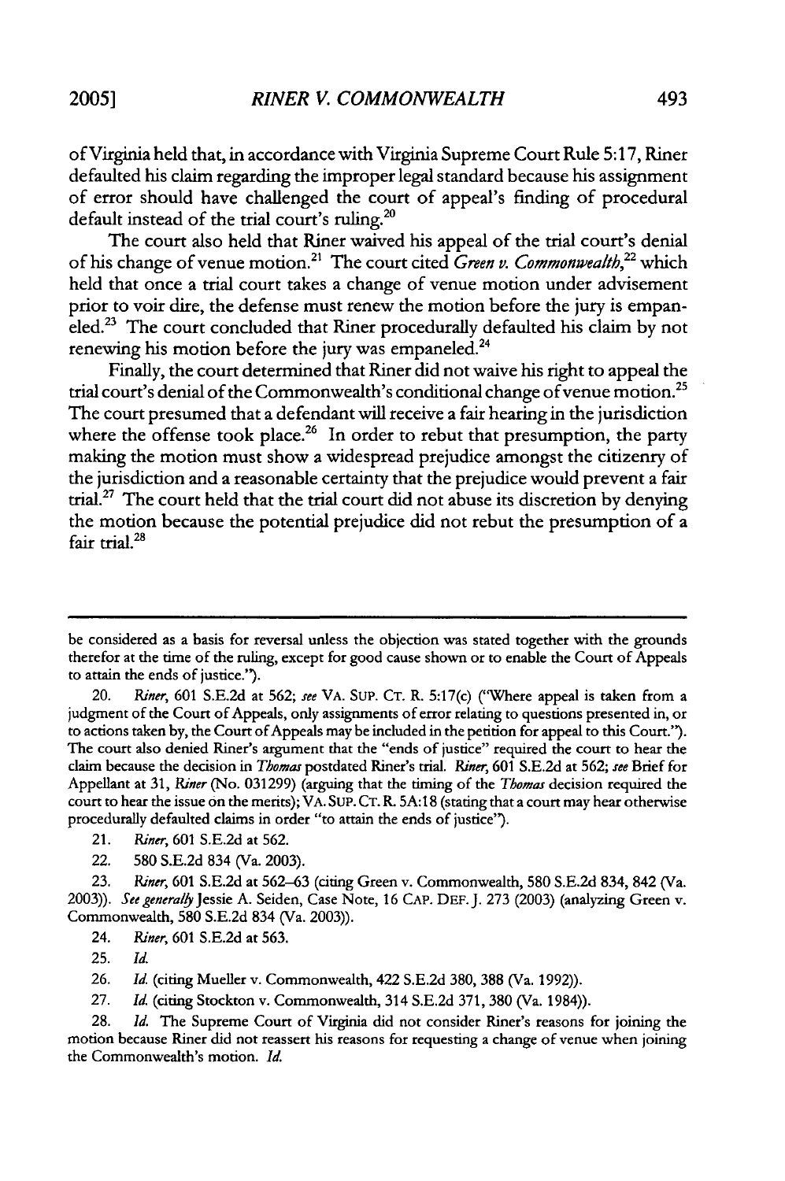of Virginia held that, in accordance with Virginia Supreme Court Rule 5:17, Riner defaulted his claim regarding the improper legal standard because his assignment of error should have challenged the court of appeal's finding of procedural default instead of the trial court's ruling.[20]

The court also held that Riner waived his appeal of the trial court's denial of his change of venue motion.[21] The court cited *Green v. Commonwealth*,[22] which held that once a trial court takes a change of venue motion under advisement prior to voir dire, the defense must renew the motion before the jury is empaneled.[23] The court concluded that Riner procedurally defaulted his claim by not renewing his motion before the jury was empaneled.[24]

Finally, the court determined that Riner did not waive his right to appeal the trial court's denial of the Commonwealth's conditional change of venue motion.[25] The court presumed that a defendant will receive a fair hearing in the jurisdiction where the offense took place.[26] In order to rebut that presumption, the party making the motion must show a widespread prejudice amongst the citizenry of the jurisdiction and a reasonable certainty that the prejudice would prevent a fair trial.[27] The court held that the trial court did not abuse its discretion by denying the motion because the potential prejudice did not rebut the presumption of a fair trial.[28]

---

be considered as a basis for reversal unless the objection was stated together with the grounds therefor at the time of the ruling, except for good cause shown or to enable the Court of Appeals to attain the ends of justice.").

20. *Riner*, 601 S.E.2d at 562; *see* VA. SUP. CT. R. 5:17(c) ("Where appeal is taken from a judgment of the Court of Appeals, only assignments of error relating to questions presented in, or to actions taken by, the Court of Appeals may be included in the petition for appeal to this Court."). The court also denied Riner's argument that the "ends of justice" required the court to hear the claim because the decision in *Thomas* postdated Riner's trial. *Riner*, 601 S.E.2d at 562; *see* Brief for Appellant at 31, *Riner* (No. 031299) (arguing that the timing of the *Thomas* decision required the court to hear the issue on the merits); VA. SUP. CT. R. 5A:18 (stating that a court may hear otherwise procedurally defaulted claims in order "to attain the ends of justice").

21. *Riner*, 601 S.E.2d at 562.

22. 580 S.E.2d 834 (Va. 2003).

23. *Riner*, 601 S.E.2d at 562–63 (citing Green v. Commonwealth, 580 S.E.2d 834, 842 (Va. 2003)). *See generally* Jessie A. Seiden, Case Note, 16 CAP. DEF. J. 273 (2003) (analyzing Green v. Commonwealth, 580 S.E.2d 834 (Va. 2003)).

24. *Riner*, 601 S.E.2d at 563.

25. *Id.*

26. *Id.* (citing Mueller v. Commonwealth, 422 S.E.2d 380, 388 (Va. 1992)).

27. *Id.* (citing Stockton v. Commonwealth, 314 S.E.2d 371, 380 (Va. 1984)).

28. *Id.* The Supreme Court of Virginia did not consider Riner's reasons for joining the motion because Riner did not reassert his reasons for requesting a change of venue when joining the Commonwealth's motion. *Id.*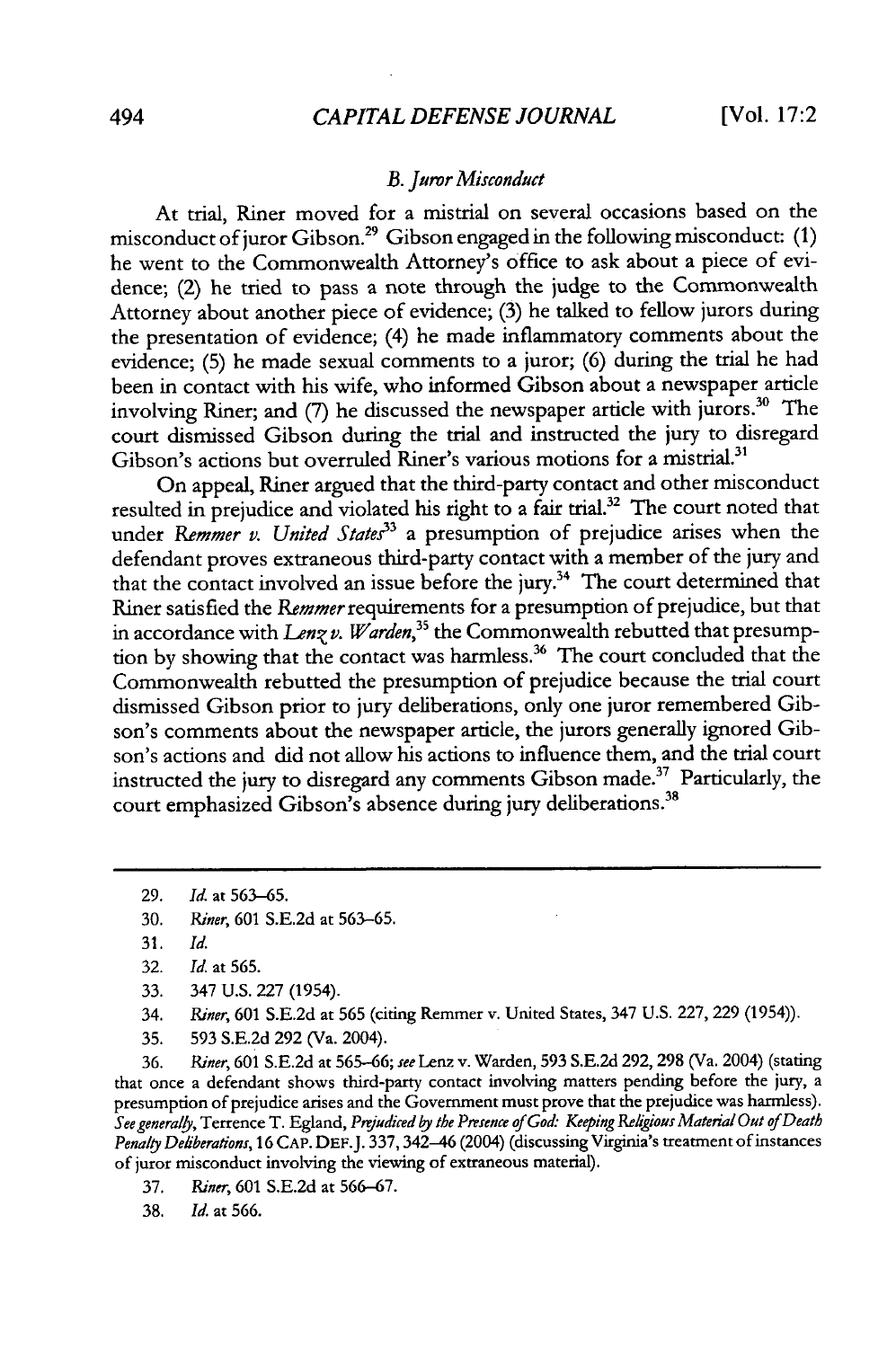### *B. Juror Misconduct*

At trial, Riner moved for a mistrial on several occasions based on the misconduct of juror Gibson.[29] Gibson engaged in the following misconduct: (1) he went to the Commonwealth Attorney's office to ask about a piece of evidence; (2) he tried to pass a note through the judge to the Commonwealth Attorney about another piece of evidence; (3) he talked to fellow jurors during the presentation of evidence; (4) he made inflammatory comments about the evidence; (5) he made sexual comments to a juror; (6) during the trial he had been in contact with his wife, who informed Gibson about a newspaper article involving Riner; and (7) he discussed the newspaper article with jurors.[30] The court dismissed Gibson during the trial and instructed the jury to disregard Gibson's actions but overruled Riner's various motions for a mistrial.[31]

On appeal, Riner argued that the third-party contact and other misconduct resulted in prejudice and violated his right to a fair trial.[32] The court noted that under *Remmer v. United States*[33] a presumption of prejudice arises when the defendant proves extraneous third-party contact with a member of the jury and that the contact involved an issue before the jury.[34] The court determined that Riner satisfied the *Remmer* requirements for a presumption of prejudice, but that in accordance with *Lenz v. Warden*,[35] the Commonwealth rebutted that presumption by showing that the contact was harmless.[36] The court concluded that the Commonwealth rebutted the presumption of prejudice because the trial court dismissed Gibson prior to jury deliberations, only one juror remembered Gibson's comments about the newspaper article, the jurors generally ignored Gibson's actions and did not allow his actions to influence them, and the trial court instructed the jury to disregard any comments Gibson made.[37] Particularly, the court emphasized Gibson's absence during jury deliberations.[38]

---

29. *Id.* at 563–65.

30. *Riner*, 601 S.E.2d at 563–65.

31. *Id.*

32. *Id.* at 565.

33. 347 U.S. 227 (1954).

34. *Riner*, 601 S.E.2d at 565 (citing Remmer v. United States, 347 U.S. 227, 229 (1954)).

35. 593 S.E.2d 292 (Va. 2004).

36. *Riner*, 601 S.E.2d at 565–66; *see* Lenz v. Warden, 593 S.E.2d 292, 298 (Va. 2004) (stating that once a defendant shows third-party contact involving matters pending before the jury, a presumption of prejudice arises and the Government must prove that the prejudice was harmless). *See generally*, Terrence T. Egland, *Prejudiced by the Presence of God: Keeping Religious Material Out of Death Penalty Deliberations*, 16 CAP. DEF. J. 337, 342–46 (2004) (discussing Virginia's treatment of instances of juror misconduct involving the viewing of extraneous material).

37. *Riner*, 601 S.E.2d at 566–67.

38. *Id.* at 566.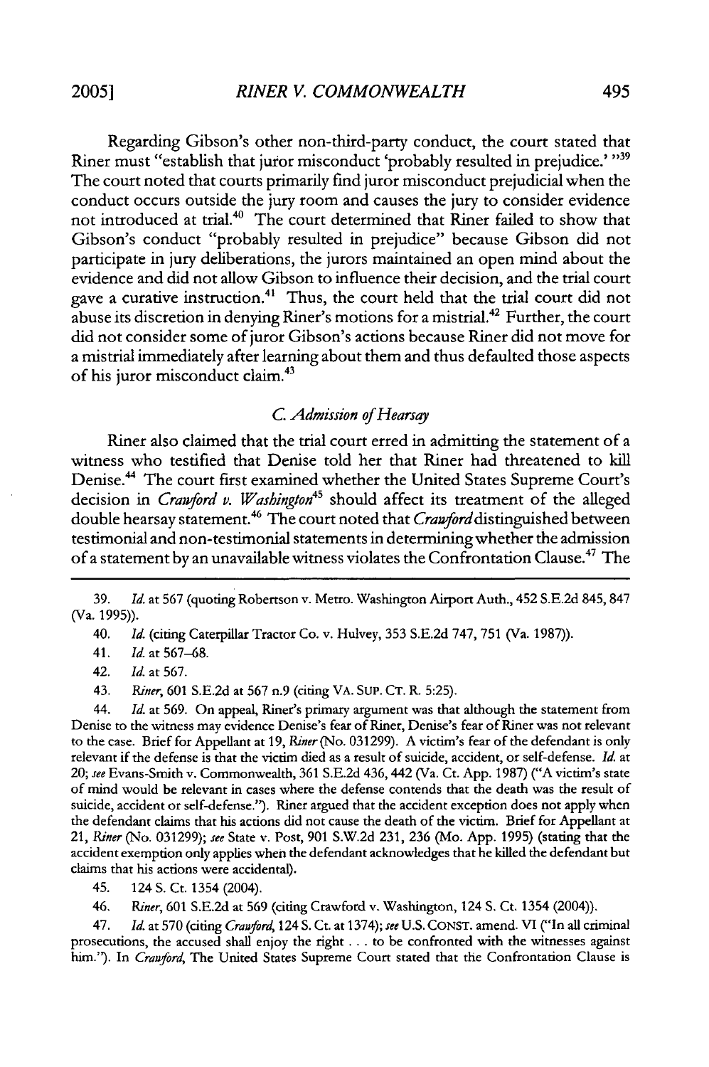Regarding Gibson's other non-third-party conduct, the court stated that Riner must "establish that juror misconduct 'probably resulted in prejudice.' "[39] The court noted that courts primarily find juror misconduct prejudicial when the conduct occurs outside the jury room and causes the jury to consider evidence not introduced at trial.[40] The court determined that Riner failed to show that Gibson's conduct "probably resulted in prejudice" because Gibson did not participate in jury deliberations, the jurors maintained an open mind about the evidence and did not allow Gibson to influence their decision, and the trial court gave a curative instruction.[41] Thus, the court held that the trial court did not abuse its discretion in denying Riner's motions for a mistrial.[42] Further, the court did not consider some of juror Gibson's actions because Riner did not move for a mistrial immediately after learning about them and thus defaulted those aspects of his juror misconduct claim.[43]

### *C. Admission of Hearsay*

Riner also claimed that the trial court erred in admitting the statement of a witness who testified that Denise told her that Riner had threatened to kill Denise.[44] The court first examined whether the United States Supreme Court's decision in *Crawford v. Washington*[45] should affect its treatment of the alleged double hearsay statement.[46] The court noted that *Crawford* distinguished between testimonial and non-testimonial statements in determining whether the admission of a statement by an unavailable witness violates the Confrontation Clause.[47] The

---

39. *Id.* at 567 (quoting Robertson v. Metro. Washington Airport Auth., 452 S.E.2d 845, 847 (Va. 1995)).

40. *Id.* (citing Caterpillar Tractor Co. v. Hulvey, 353 S.E.2d 747, 751 (Va. 1987)).

41. *Id.* at 567–68.

42. *Id.* at 567.

43. *Riner*, 601 S.E.2d at 567 n.9 (citing VA. SUP. CT. R. 5:25).

44. *Id.* at 569. On appeal, Riner's primary argument was that although the statement from Denise to the witness may evidence Denise's fear of Riner, Denise's fear of Riner was not relevant to the case. Brief for Appellant at 19, *Riner* (No. 031299). A victim's fear of the defendant is only relevant if the defense is that the victim died as a result of suicide, accident, or self-defense. *Id.* at 20; *see* Evans-Smith v. Commonwealth, 361 S.E.2d 436, 442 (Va. Ct. App. 1987) ("A victim's state of mind would be relevant in cases where the defense contends that the death was the result of suicide, accident or self-defense."). Riner argued that the accident exception does not apply when the defendant claims that his actions did not cause the death of the victim. Brief for Appellant at 21, *Riner* (No. 031299); *see* State v. Post, 901 S.W.2d 231, 236 (Mo. App. 1995) (stating that the accident exemption only applies when the defendant acknowledges that he killed the defendant but claims that his actions were accidental).

45. 124 S. Ct. 1354 (2004).

46. *Riner*, 601 S.E.2d at 569 (citing Crawford v. Washington, 124 S. Ct. 1354 (2004)).

47. *Id.* at 570 (citing *Crawford*, 124 S. Ct. at 1374); *see* U.S. CONST. amend. VI ("In all criminal prosecutions, the accused shall enjoy the right . . . to be confronted with the witnesses against him."). In *Crawford*, The United States Supreme Court stated that the Confrontation Clause is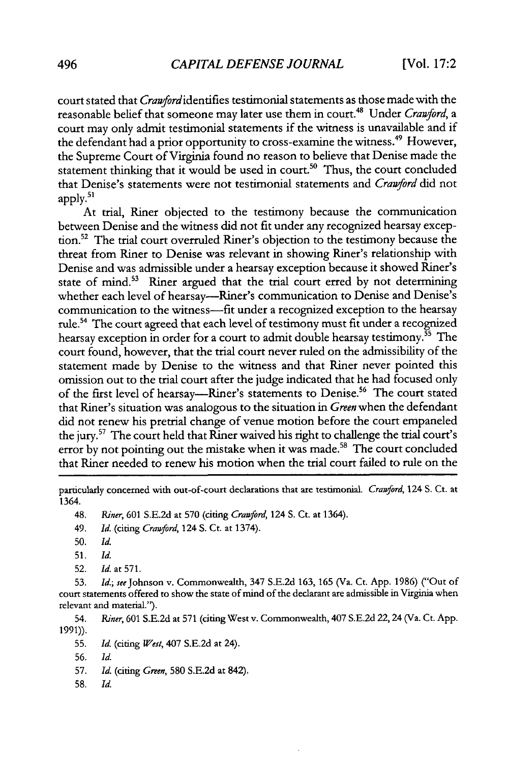court stated that *Crawford* identifies testimonial statements as those made with the reasonable belief that someone may later use them in court.[48] Under *Crawford*, a court may only admit testimonial statements if the witness is unavailable and if the defendant had a prior opportunity to cross-examine the witness.[49] However, the Supreme Court of Virginia found no reason to believe that Denise made the statement thinking that it would be used in court.[50] Thus, the court concluded that Denise's statements were not testimonial statements and *Crawford* did not apply.[51]

At trial, Riner objected to the testimony because the communication between Denise and the witness did not fit under any recognized hearsay exception.[52] The trial court overruled Riner's objection to the testimony because the threat from Riner to Denise was relevant in showing Riner's relationship with Denise and was admissible under a hearsay exception because it showed Riner's state of mind.[53] Riner argued that the trial court erred by not determining whether each level of hearsay—Riner's communication to Denise and Denise's communication to the witness—fit under a recognized exception to the hearsay rule.[54] The court agreed that each level of testimony must fit under a recognized hearsay exception in order for a court to admit double hearsay testimony.[55] The court found, however, that the trial court never ruled on the admissibility of the statement made by Denise to the witness and that Riner never pointed this omission out to the trial court after the judge indicated that he had focused only of the first level of hearsay—Riner's statements to Denise.[56] The court stated that Riner's situation was analogous to the situation in *Green* when the defendant did not renew his pretrial change of venue motion before the court empaneled the jury.[57] The court held that Riner waived his right to challenge the trial court's error by not pointing out the mistake when it was made.[58] The court concluded that Riner needed to renew his motion when the trial court failed to rule on the

---

particularly concerned with out-of-court declarations that are testimonial. *Crawford*, 124 S. Ct. at 1364.

48. *Riner*, 601 S.E.2d at 570 (citing *Crawford*, 124 S. Ct. at 1364).

49. *Id.* (citing *Crawford*, 124 S. Ct. at 1374).

50. *Id.*

51. *Id.*

52. *Id.* at 571.

53. *Id.*; *see* Johnson v. Commonwealth, 347 S.E.2d 163, 165 (Va. Ct. App. 1986) ("Out of court statements offered to show the state of mind of the declarant are admissible in Virginia when relevant and material.").

54. *Riner*, 601 S.E.2d at 571 (citing West v. Commonwealth, 407 S.E.2d 22, 24 (Va. Ct. App. 1991)).

55. *Id.* (citing *West*, 407 S.E.2d at 24).

56. *Id.*

57. *Id.* (citing *Green*, 580 S.E.2d at 842).

58. *Id.*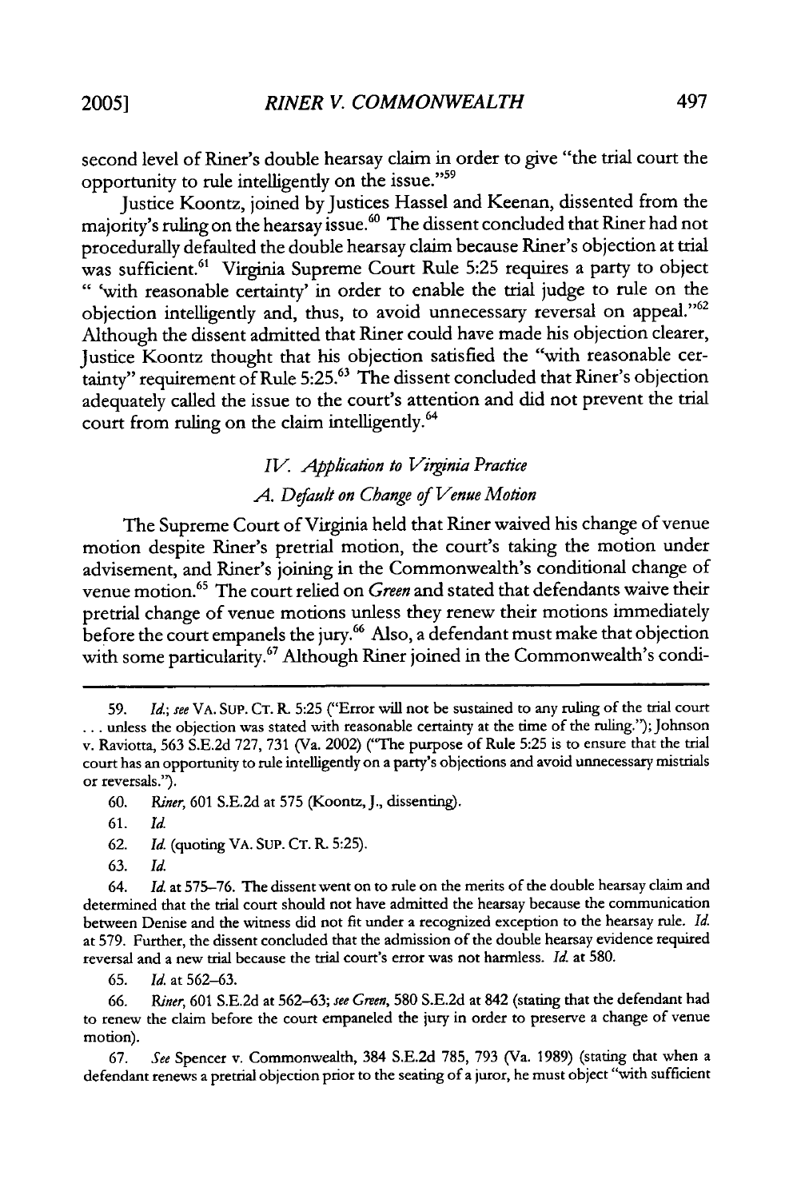second level of Riner's double hearsay claim in order to give "the trial court the opportunity to rule intelligently on the issue."[59]

Justice Koontz, joined by Justices Hassel and Keenan, dissented from the majority's ruling on the hearsay issue.[60] The dissent concluded that Riner had not procedurally defaulted the double hearsay claim because Riner's objection at trial was sufficient.[61] Virginia Supreme Court Rule 5:25 requires a party to object " 'with reasonable certainty' in order to enable the trial judge to rule on the objection intelligently and, thus, to avoid unnecessary reversal on appeal."[62] Although the dissent admitted that Riner could have made his objection clearer, Justice Koontz thought that his objection satisfied the "with reasonable certainty" requirement of Rule 5:25.[63] The dissent concluded that Riner's objection adequately called the issue to the court's attention and did not prevent the trial court from ruling on the claim intelligently.[64]

### *IV. Application to Virginia Practice*

#### *A. Default on Change of Venue Motion*

The Supreme Court of Virginia held that Riner waived his change of venue motion despite Riner's pretrial motion, the court's taking the motion under advisement, and Riner's joining in the Commonwealth's conditional change of venue motion.[65] The court relied on *Green* and stated that defendants waive their pretrial change of venue motions unless they renew their motions immediately before the court empanels the jury.[66] Also, a defendant must make that objection with some particularity.[67] Although Riner joined in the Commonwealth's condi-

---

59. *Id.*; *see* VA. SUP. CT. R. 5:25 ("Error will not be sustained to any ruling of the trial court . . . unless the objection was stated with reasonable certainty at the time of the ruling."); Johnson v. Raviotta, 563 S.E.2d 727, 731 (Va. 2002) ("The purpose of Rule 5:25 is to ensure that the trial court has an opportunity to rule intelligently on a party's objections and avoid unnecessary mistrials or reversals.").

60. *Riner*, 601 S.E.2d at 575 (Koontz, J., dissenting).

61. *Id.*

62. *Id.* (quoting VA. SUP. CT. R. 5:25).

63. *Id.*

64. *Id.* at 575–76. The dissent went on to rule on the merits of the double hearsay claim and determined that the trial court should not have admitted the hearsay because the communication between Denise and the witness did not fit under a recognized exception to the hearsay rule. *Id.* at 579. Further, the dissent concluded that the admission of the double hearsay evidence required reversal and a new trial because the trial court's error was not harmless. *Id.* at 580.

65. *Id.* at 562–63.

66. *Riner*, 601 S.E.2d at 562–63; *see Green*, 580 S.E.2d at 842 (stating that the defendant had to renew the claim before the court empaneled the jury in order to preserve a change of venue motion).

67. *See* Spencer v. Commonwealth, 384 S.E.2d 785, 793 (Va. 1989) (stating that when a defendant renews a pretrial objection prior to the seating of a juror, he must object "with sufficient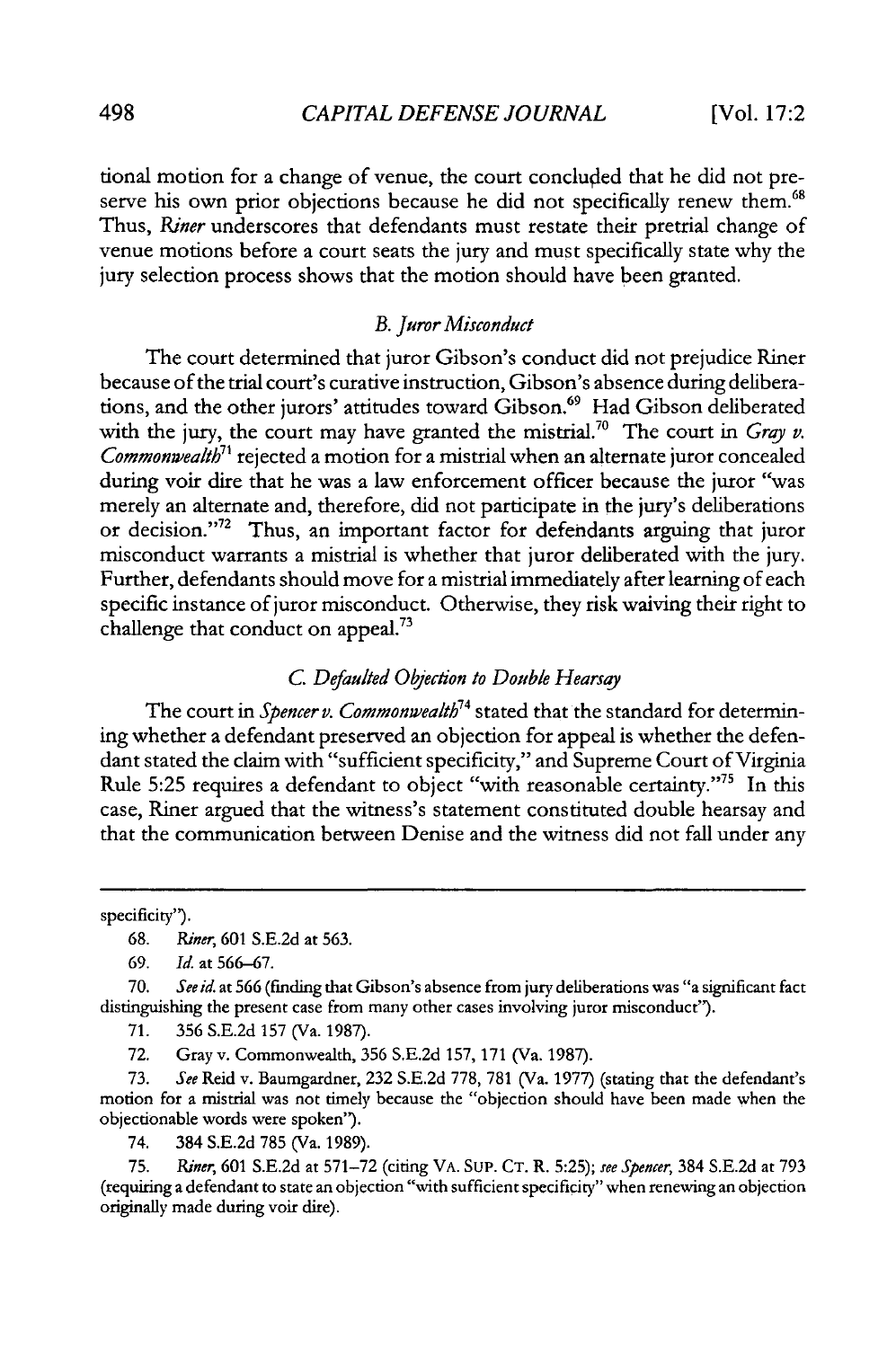tional motion for a change of venue, the court concluded that he did not preserve his own prior objections because he did not specifically renew them.[68] Thus, *Riner* underscores that defendants must restate their pretrial change of venue motions before a court seats the jury and must specifically state why the jury selection process shows that the motion should have been granted.

### *B. Juror Misconduct*

The court determined that juror Gibson's conduct did not prejudice Riner because of the trial court's curative instruction, Gibson's absence during deliberations, and the other jurors' attitudes toward Gibson.[69] Had Gibson deliberated with the jury, the court may have granted the mistrial.[70] The court in *Gray v. Commonwealth*[71] rejected a motion for a mistrial when an alternate juror concealed during voir dire that he was a law enforcement officer because the juror "was merely an alternate and, therefore, did not participate in the jury's deliberations or decision."[72] Thus, an important factor for defendants arguing that juror misconduct warrants a mistrial is whether that juror deliberated with the jury. Further, defendants should move for a mistrial immediately after learning of each specific instance of juror misconduct. Otherwise, they risk waiving their right to challenge that conduct on appeal.[73]

### *C. Defaulted Objection to Double Hearsay*

The court in *Spencer v. Commonwealth*[74] stated that the standard for determining whether a defendant preserved an objection for appeal is whether the defendant stated the claim with "sufficient specificity," and Supreme Court of Virginia Rule 5:25 requires a defendant to object "with reasonable certainty."[75] In this case, Riner argued that the witness's statement constituted double hearsay and that the communication between Denise and the witness did not fall under any

---

specificity").

68. *Riner*, 601 S.E.2d at 563.

69. *Id.* at 566–67.

70. *See id.* at 566 (finding that Gibson's absence from jury deliberations was "a significant fact distinguishing the present case from many other cases involving juror misconduct").

71. 356 S.E.2d 157 (Va. 1987).

72. Gray v. Commonwealth, 356 S.E.2d 157, 171 (Va. 1987).

73. *See* Reid v. Baumgardner, 232 S.E.2d 778, 781 (Va. 1977) (stating that the defendant's motion for a mistrial was not timely because the "objection should have been made when the objectionable words were spoken").

74. 384 S.E.2d 785 (Va. 1989).

75. *Riner*, 601 S.E.2d at 571–72 (citing VA. SUP. CT. R. 5:25); *see Spencer*, 384 S.E.2d at 793 (requiring a defendant to state an objection "with sufficient specificity" when renewing an objection originally made during voir dire).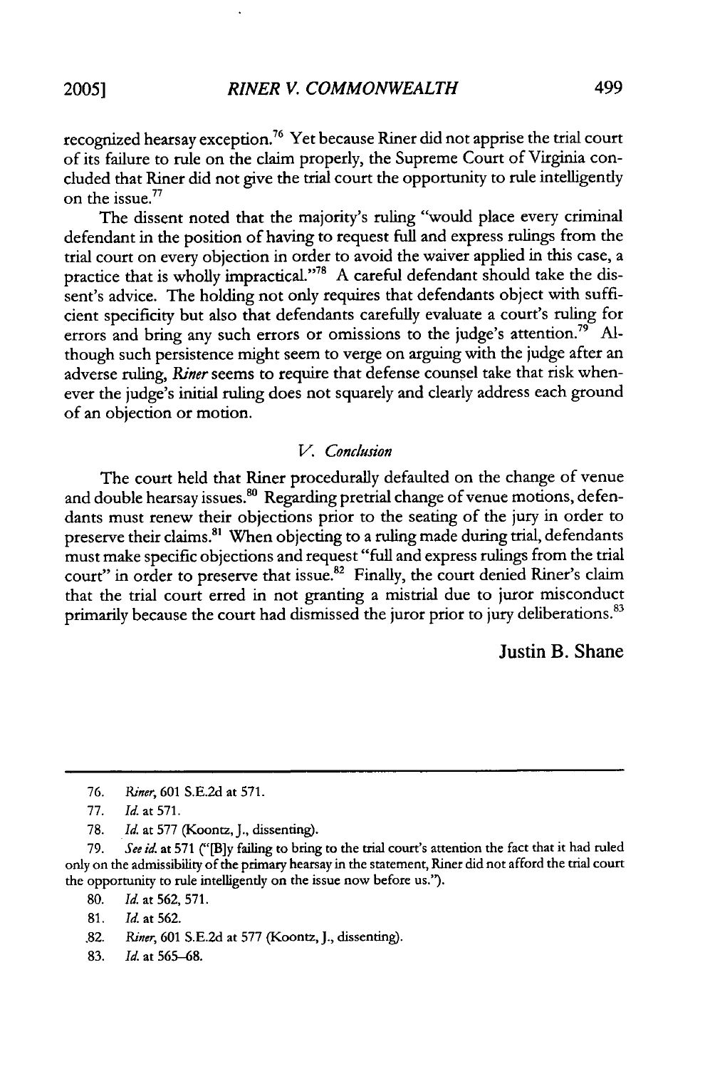recognized hearsay exception.[76] Yet because Riner did not apprise the trial court of its failure to rule on the claim properly, the Supreme Court of Virginia concluded that Riner did not give the trial court the opportunity to rule intelligently on the issue.[77]

The dissent noted that the majority's ruling "would place every criminal defendant in the position of having to request full and express rulings from the trial court on every objection in order to avoid the waiver applied in this case, a practice that is wholly impractical."[78] A careful defendant should take the dissent's advice. The holding not only requires that defendants object with sufficient specificity but also that defendants carefully evaluate a court's ruling for errors and bring any such errors or omissions to the judge's attention.[79] Although such persistence might seem to verge on arguing with the judge after an adverse ruling, *Riner* seems to require that defense counsel take that risk whenever the judge's initial ruling does not squarely and clearly address each ground of an objection or motion.

## *V. Conclusion*

The court held that Riner procedurally defaulted on the change of venue and double hearsay issues.[80] Regarding pretrial change of venue motions, defendants must renew their objections prior to the seating of the jury in order to preserve their claims.[81] When objecting to a ruling made during trial, defendants must make specific objections and request "full and express rulings from the trial court" in order to preserve that issue.[82] Finally, the court denied Riner's claim that the trial court erred in not granting a mistrial due to juror misconduct primarily because the court had dismissed the juror prior to jury deliberations.[83]

**Justin B. Shane**

---

76. *Riner*, 601 S.E.2d at 571.

77. *Id.* at 571.

78. *Id.* at 577 (Koontz, J., dissenting).

79. *See id.* at 571 ("[B]y failing to bring to the trial court's attention the fact that it had ruled only on the admissibility of the primary hearsay in the statement, Riner did not afford the trial court the opportunity to rule intelligently on the issue now before us.").

80. *Id.* at 562, 571.

81. *Id.* at 562.

82. *Riner*, 601 S.E.2d at 577 (Koontz, J., dissenting).

83. *Id.* at 565–68.